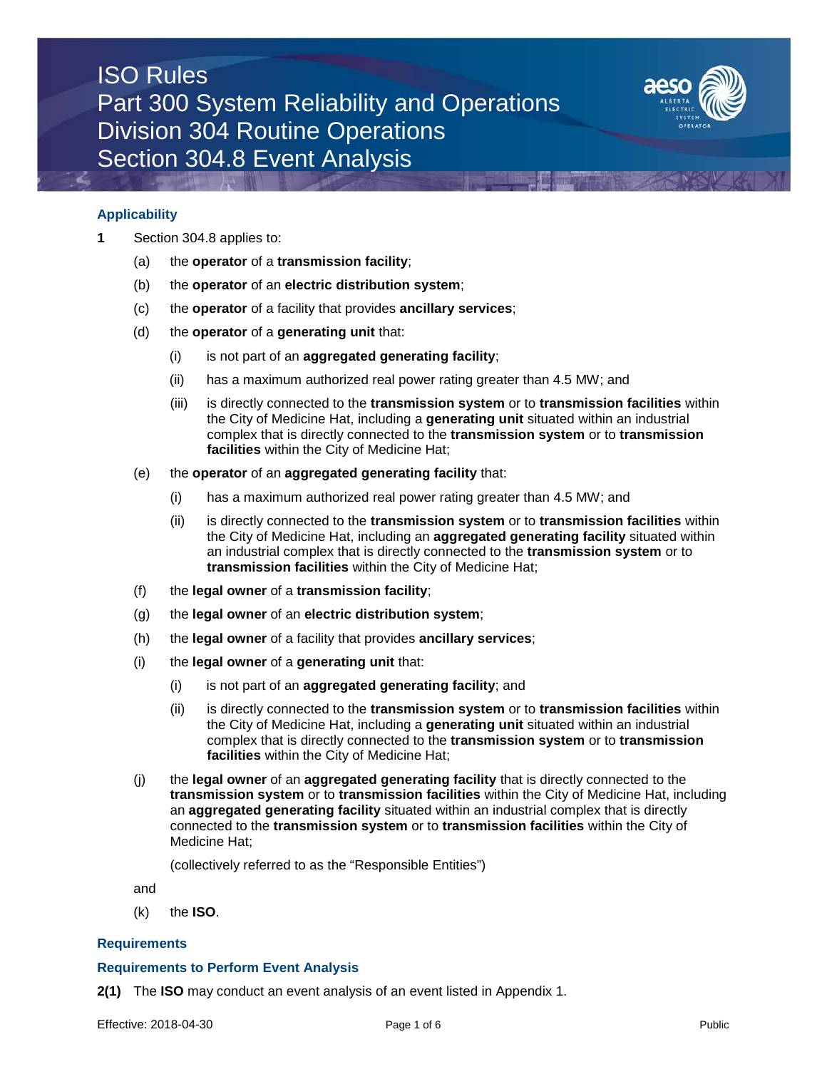# ISO Rules
# Part 300 System Reliability and Operations
# Division 304 Routine Operations
# Section 304.8 Event Analysis

## Applicability

**1** Section 304.8 applies to:

(a) the **operator** of a **transmission facility**;

(b) the **operator** of an **electric distribution system**;

(c) the **operator** of a facility that provides **ancillary services**;

(d) the **operator** of a **generating unit** that:

  (i) is not part of an **aggregated generating facility**;

  (ii) has a maximum authorized real power rating greater than 4.5 MW; and

  (iii) is directly connected to the **transmission system** or to **transmission facilities** within the City of Medicine Hat, including a **generating unit** situated within an industrial complex that is directly connected to the **transmission system** or to **transmission facilities** within the City of Medicine Hat;

(e) the **operator** of an **aggregated generating facility** that:

  (i) has a maximum authorized real power rating greater than 4.5 MW; and

  (ii) is directly connected to the **transmission system** or to **transmission facilities** within the City of Medicine Hat, including an **aggregated generating facility** situated within an industrial complex that is directly connected to the **transmission system** or to **transmission facilities** within the City of Medicine Hat;

(f) the **legal owner** of a **transmission facility**;

(g) the **legal owner** of an **electric distribution system**;

(h) the **legal owner** of a facility that provides **ancillary services**;

(i) the **legal owner** of a **generating unit** that:

  (i) is not part of an **aggregated generating facility**; and

  (ii) is directly connected to the **transmission system** or to **transmission facilities** within the City of Medicine Hat, including a **generating unit** situated within an industrial complex that is directly connected to the **transmission system** or to **transmission facilities** within the City of Medicine Hat;

(j) the **legal owner** of an **aggregated generating facility** that is directly connected to the **transmission system** or to **transmission facilities** within the City of Medicine Hat, including an **aggregated generating facility** situated within an industrial complex that is directly connected to the **transmission system** or to **transmission facilities** within the City of Medicine Hat;

(collectively referred to as the "Responsible Entities")

and

(k) the **ISO**.

## Requirements

### Requirements to Perform Event Analysis

**2(1)** The **ISO** may conduct an event analysis of an event listed in Appendix 1.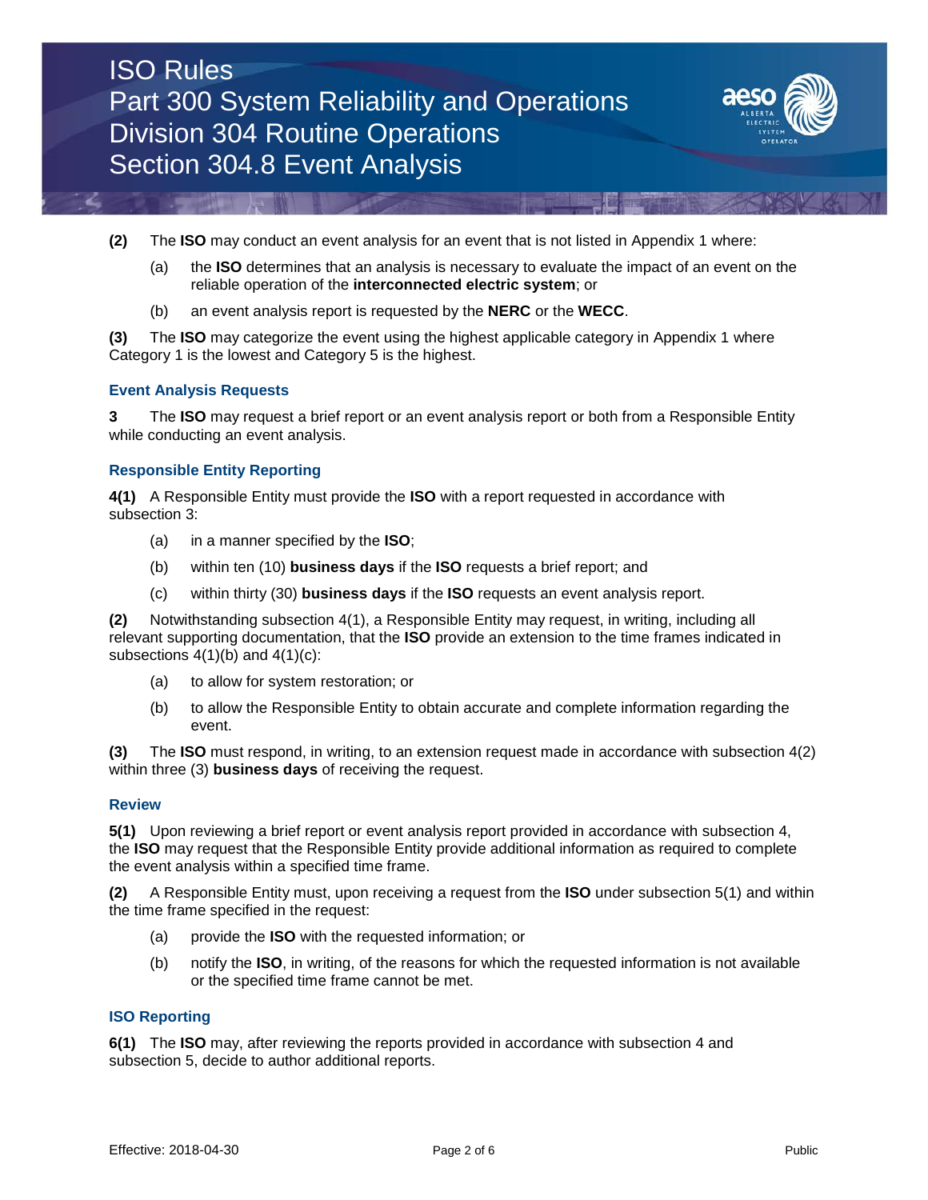**(2)** The **ISO** may conduct an event analysis for an event that is not listed in Appendix 1 where:

(a) the **ISO** determines that an analysis is necessary to evaluate the impact of an event on the reliable operation of the **interconnected electric system**; or

(b) an event analysis report is requested by the **NERC** or the **WECC**.

**(3)** The **ISO** may categorize the event using the highest applicable category in Appendix 1 where Category 1 is the lowest and Category 5 is the highest.

### Event Analysis Requests

**3** The **ISO** may request a brief report or an event analysis report or both from a Responsible Entity while conducting an event analysis.

### Responsible Entity Reporting

**4(1)** A Responsible Entity must provide the **ISO** with a report requested in accordance with subsection 3:

(a) in a manner specified by the **ISO**;

(b) within ten (10) **business days** if the **ISO** requests a brief report; and

(c) within thirty (30) **business days** if the **ISO** requests an event analysis report.

**(2)** Notwithstanding subsection 4(1), a Responsible Entity may request, in writing, including all relevant supporting documentation, that the **ISO** provide an extension to the time frames indicated in subsections 4(1)(b) and 4(1)(c):

(a) to allow for system restoration; or

(b) to allow the Responsible Entity to obtain accurate and complete information regarding the event.

**(3)** The **ISO** must respond, in writing, to an extension request made in accordance with subsection 4(2) within three (3) **business days** of receiving the request.

### Review

**5(1)** Upon reviewing a brief report or event analysis report provided in accordance with subsection 4, the **ISO** may request that the Responsible Entity provide additional information as required to complete the event analysis within a specified time frame.

**(2)** A Responsible Entity must, upon receiving a request from the **ISO** under subsection 5(1) and within the time frame specified in the request:

(a) provide the **ISO** with the requested information; or

(b) notify the **ISO**, in writing, of the reasons for which the requested information is not available or the specified time frame cannot be met.

### ISO Reporting

**6(1)** The **ISO** may, after reviewing the reports provided in accordance with subsection 4 and subsection 5, decide to author additional reports.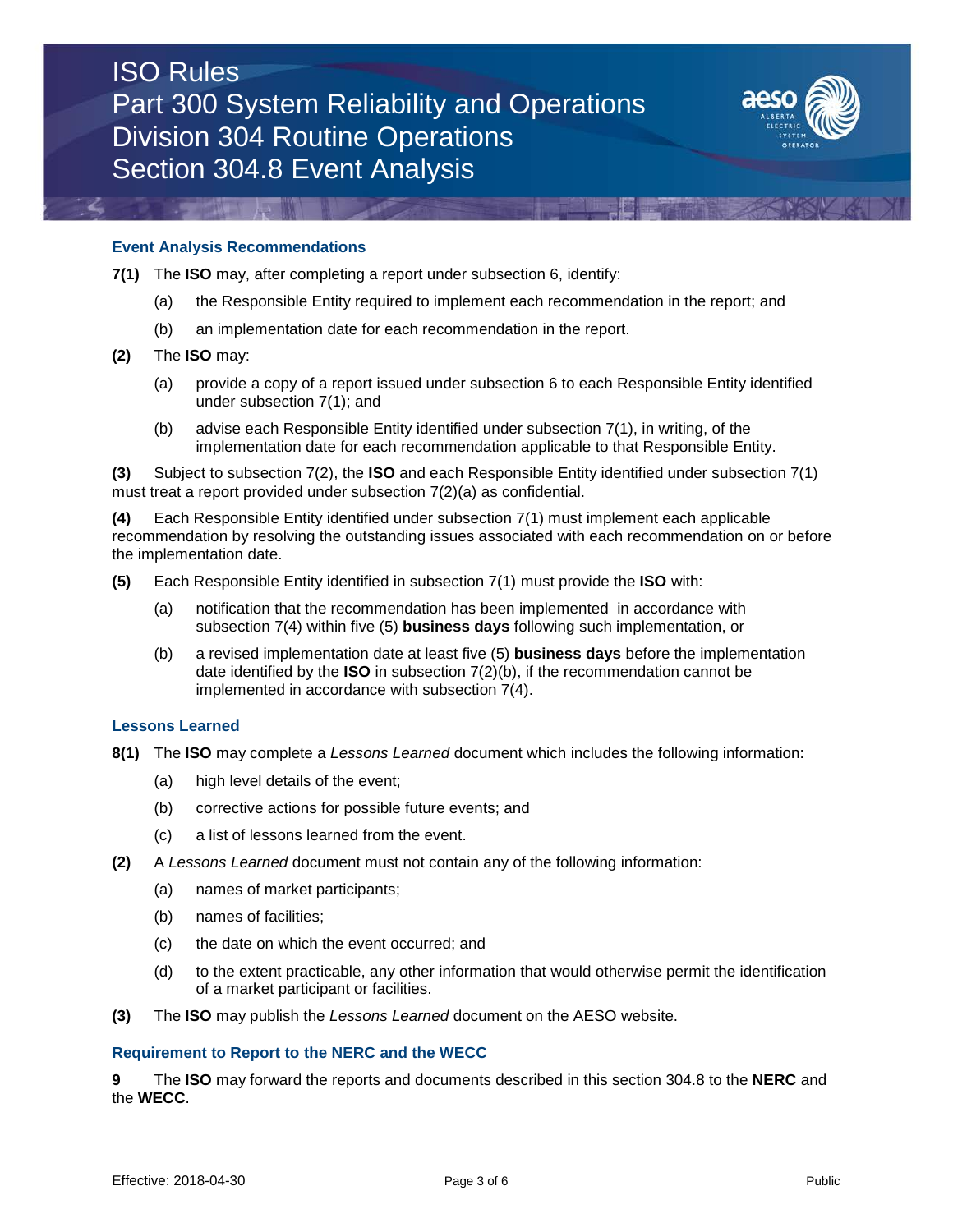## Event Analysis Recommendations

**7(1)** The **ISO** may, after completing a report under subsection 6, identify:

(a) the Responsible Entity required to implement each recommendation in the report; and

(b) an implementation date for each recommendation in the report.

**(2)** The **ISO** may:

(a) provide a copy of a report issued under subsection 6 to each Responsible Entity identified under subsection 7(1); and

(b) advise each Responsible Entity identified under subsection 7(1), in writing, of the implementation date for each recommendation applicable to that Responsible Entity.

**(3)** Subject to subsection 7(2), the **ISO** and each Responsible Entity identified under subsection 7(1) must treat a report provided under subsection 7(2)(a) as confidential.

**(4)** Each Responsible Entity identified under subsection 7(1) must implement each applicable recommendation by resolving the outstanding issues associated with each recommendation on or before the implementation date.

**(5)** Each Responsible Entity identified in subsection 7(1) must provide the **ISO** with:

(a) notification that the recommendation has been implemented in accordance with subsection 7(4) within five (5) **business days** following such implementation, or

(b) a revised implementation date at least five (5) **business days** before the implementation date identified by the **ISO** in subsection 7(2)(b), if the recommendation cannot be implemented in accordance with subsection 7(4).

## Lessons Learned

**8(1)** The **ISO** may complete a *Lessons Learned* document which includes the following information:

(a) high level details of the event;

(b) corrective actions for possible future events; and

(c) a list of lessons learned from the event.

**(2)** A *Lessons Learned* document must not contain any of the following information:

(a) names of market participants;

(b) names of facilities;

(c) the date on which the event occurred; and

(d) to the extent practicable, any other information that would otherwise permit the identification of a market participant or facilities.

**(3)** The **ISO** may publish the *Lessons Learned* document on the AESO website.

## Requirement to Report to the NERC and the WECC

**9** The **ISO** may forward the reports and documents described in this section 304.8 to the **NERC** and the **WECC**.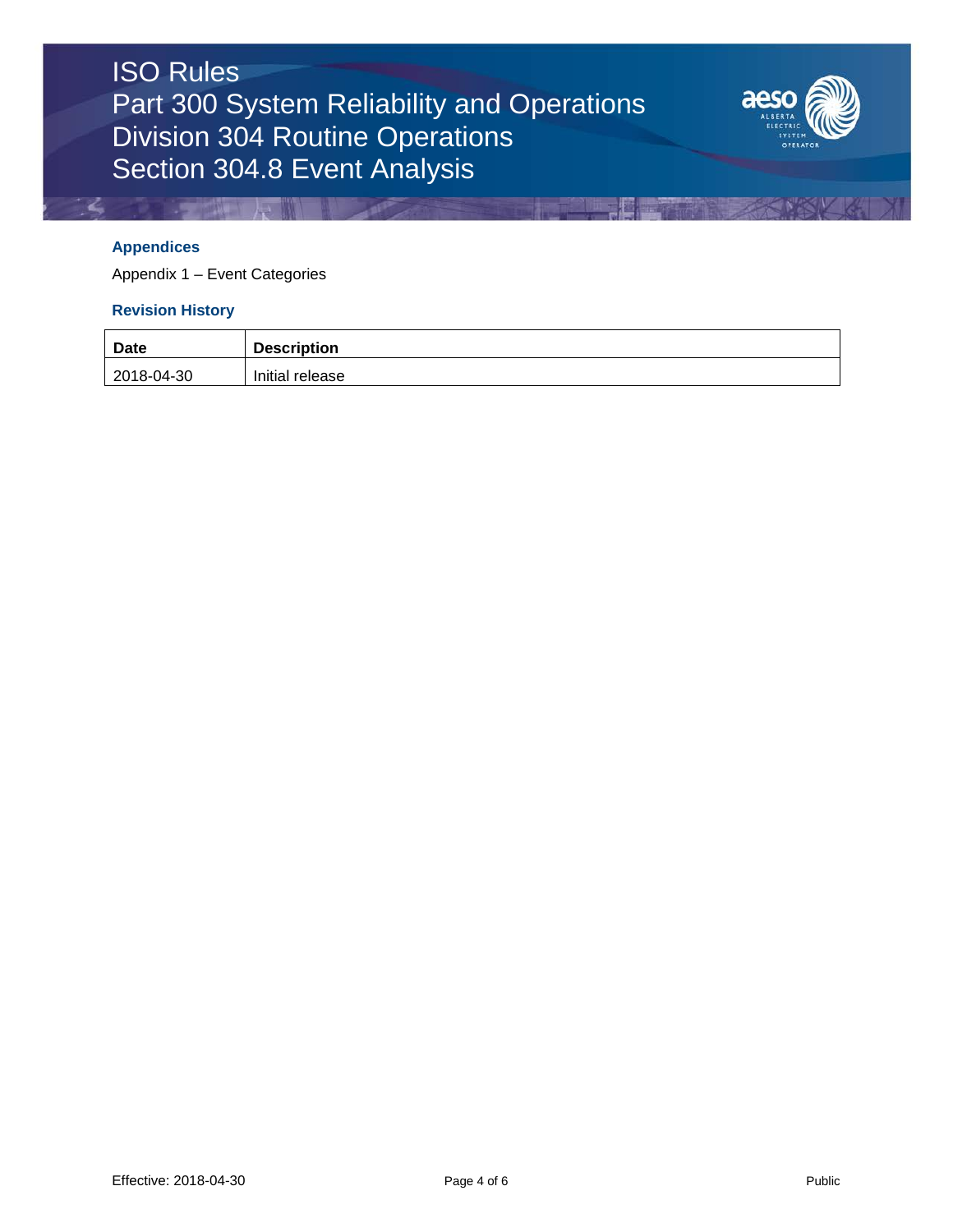### Appendices

Appendix 1 – Event Categories

### Revision History

| Date | Description |
| --- | --- |
| 2018-04-30 | Initial release |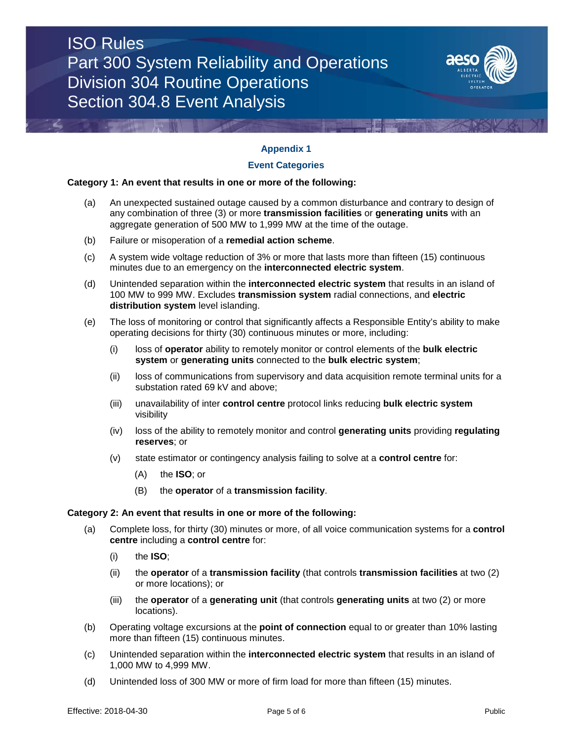## Appendix 1

## Event Categories

**Category 1: An event that results in one or more of the following:**

(a) An unexpected sustained outage caused by a common disturbance and contrary to design of any combination of three (3) or more **transmission facilities** or **generating units** with an aggregate generation of 500 MW to 1,999 MW at the time of the outage.

(b) Failure or misoperation of a **remedial action scheme**.

(c) A system wide voltage reduction of 3% or more that lasts more than fifteen (15) continuous minutes due to an emergency on the **interconnected electric system**.

(d) Unintended separation within the **interconnected electric system** that results in an island of 100 MW to 999 MW. Excludes **transmission system** radial connections, and **electric distribution system** level islanding.

(e) The loss of monitoring or control that significantly affects a Responsible Entity's ability to make operating decisions for thirty (30) continuous minutes or more, including:

  (i) loss of **operator** ability to remotely monitor or control elements of the **bulk electric system** or **generating units** connected to the **bulk electric system**;

  (ii) loss of communications from supervisory and data acquisition remote terminal units for a substation rated 69 kV and above;

  (iii) unavailability of inter **control centre** protocol links reducing **bulk electric system** visibility

  (iv) loss of the ability to remotely monitor and control **generating units** providing **regulating reserves**; or

  (v) state estimator or contingency analysis failing to solve at a **control centre** for:

    (A) the **ISO**; or

    (B) the **operator** of a **transmission facility**.

**Category 2: An event that results in one or more of the following:**

(a) Complete loss, for thirty (30) minutes or more, of all voice communication systems for a **control centre** including a **control centre** for:

  (i) the **ISO**;

  (ii) the **operator** of a **transmission facility** (that controls **transmission facilities** at two (2) or more locations); or

  (iii) the **operator** of a **generating unit** (that controls **generating units** at two (2) or more locations).

(b) Operating voltage excursions at the **point of connection** equal to or greater than 10% lasting more than fifteen (15) continuous minutes.

(c) Unintended separation within the **interconnected electric system** that results in an island of 1,000 MW to 4,999 MW.

(d) Unintended loss of 300 MW or more of firm load for more than fifteen (15) minutes.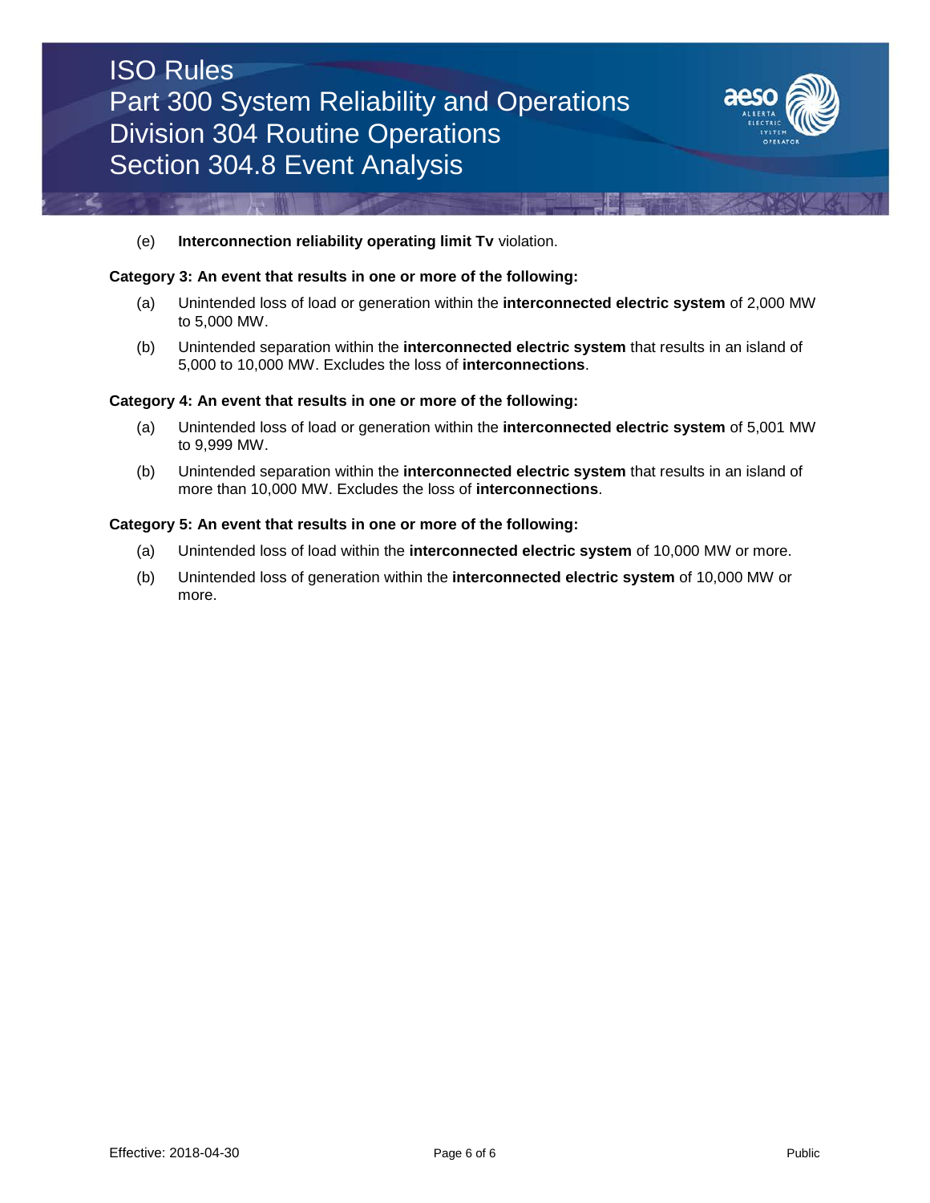(e) **Interconnection reliability operating limit Tv** violation.

**Category 3: An event that results in one or more of the following:**

(a) Unintended loss of load or generation within the **interconnected electric system** of 2,000 MW to 5,000 MW.

(b) Unintended separation within the **interconnected electric system** that results in an island of 5,000 to 10,000 MW. Excludes the loss of **interconnections**.

**Category 4: An event that results in one or more of the following:**

(a) Unintended loss of load or generation within the **interconnected electric system** of 5,001 MW to 9,999 MW.

(b) Unintended separation within the **interconnected electric system** that results in an island of more than 10,000 MW. Excludes the loss of **interconnections**.

**Category 5: An event that results in one or more of the following:**

(a) Unintended loss of load within the **interconnected electric system** of 10,000 MW or more.

(b) Unintended loss of generation within the **interconnected electric system** of 10,000 MW or more.